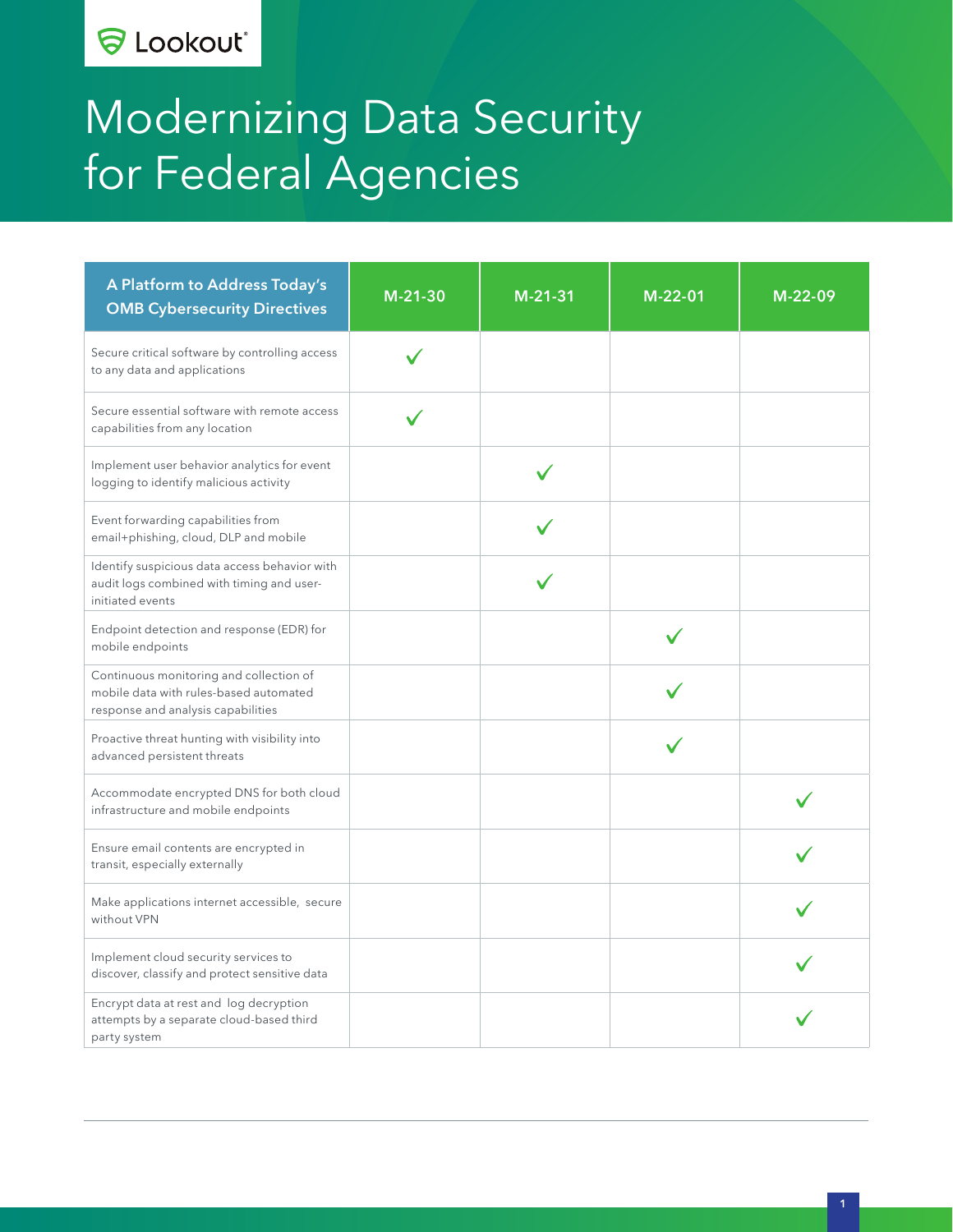Lookout

# Modernizing Data Security for Federal Agencies

| A Platform to Address Today's OMB Cybersecurity Directives | M-21-30 | M-21-31 | M-22-01 | M-22-09 |
|---|---|---|---|---|
| Secure critical software by controlling access to any data and applications | ✓ | | | |
| Secure essential software with remote access capabilities from any location | ✓ | | | |
| Implement user behavior analytics for event logging to identify malicious activity | | ✓ | | |
| Event forwarding capabilities from email+phishing, cloud, DLP and mobile | | ✓ | | |
| Identify suspicious data access behavior with audit logs combined with timing and user-initiated events | | ✓ | | |
| Endpoint detection and response (EDR) for mobile endpoints | | | ✓ | |
| Continuous monitoring and collection of mobile data with rules-based automated response and analysis capabilities | | | ✓ | |
| Proactive threat hunting with visibility into advanced persistent threats | | | ✓ | |
| Accommodate encrypted DNS for both cloud infrastructure and mobile endpoints | | | | ✓ |
| Ensure email contents are encrypted in transit, especially externally | | | | ✓ |
| Make applications internet accessible, secure without VPN | | | | ✓ |
| Implement cloud security services to discover, classify and protect sensitive data | | | | ✓ |
| Encrypt data at rest and log decryption attempts by a separate cloud-based third party system | | | | ✓ |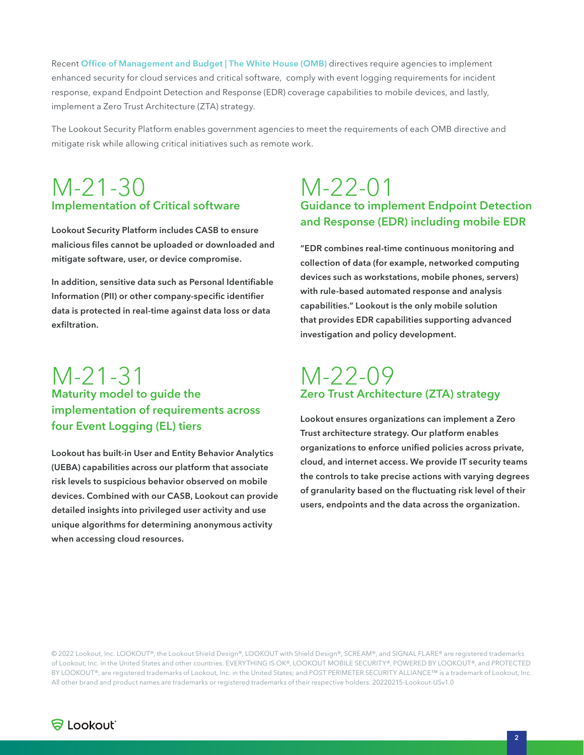Recent Office of Management and Budget | The White House (OMB) directives require agencies to implement enhanced security for cloud services and critical software, comply with event logging requirements for incident response, expand Endpoint Detection and Response (EDR) coverage capabilities to mobile devices, and lastly, implement a Zero Trust Architecture (ZTA) strategy.

The Lookout Security Platform enables government agencies to meet the requirements of each OMB directive and mitigate risk while allowing critical initiatives such as remote work.

# M-21-30

## Implementation of Critical software

**Lookout Security Platform includes CASB to ensure malicious files cannot be uploaded or downloaded and mitigate software, user, or device compromise.**

**In addition, sensitive data such as Personal Identifiable Information (PII) or other company-specific identifier data is protected in real-time against data loss or data exfiltration.**

# M-21-31

## Maturity model to guide the implementation of requirements across four Event Logging (EL) tiers

**Lookout has built-in User and Entity Behavior Analytics (UEBA) capabilities across our platform that associate risk levels to suspicious behavior observed on mobile devices. Combined with our CASB, Lookout can provide detailed insights into privileged user activity and use unique algorithms for determining anonymous activity when accessing cloud resources.**

# M-22-01

## Guidance to implement Endpoint Detection and Response (EDR) including mobile EDR

**"EDR combines real-time continuous monitoring and collection of data (for example, networked computing devices such as workstations, mobile phones, servers) with rule-based automated response and analysis capabilities." Lookout is the only mobile solution that provides EDR capabilities supporting advanced investigation and policy development.**

# M-22-09

## Zero Trust Architecture (ZTA) strategy

**Lookout ensures organizations can implement a Zero Trust architecture strategy. Our platform enables organizations to enforce unified policies across private, cloud, and internet access. We provide IT security teams the controls to take precise actions with varying degrees of granularity based on the fluctuating risk level of their users, endpoints and the data across the organization.**

© 2022 Lookout, Inc. LOOKOUT®, the Lookout Shield Design®, LOOKOUT with Shield Design®, SCREAM®, and SIGNAL FLARE® are registered trademarks of Lookout, Inc. in the United States and other countries. EVERYTHING IS OK®, LOOKOUT MOBILE SECURITY®, POWERED BY LOOKOUT®, and PROTECTED BY LOOKOUT®, are registered trademarks of Lookout, Inc. in the United States; and POST PERIMETER SECURITY ALLIANCE™ is a trademark of Lookout, Inc. All other brand and product names are trademarks or registered trademarks of their respective holders. 20220215-Lookout-USv1.0